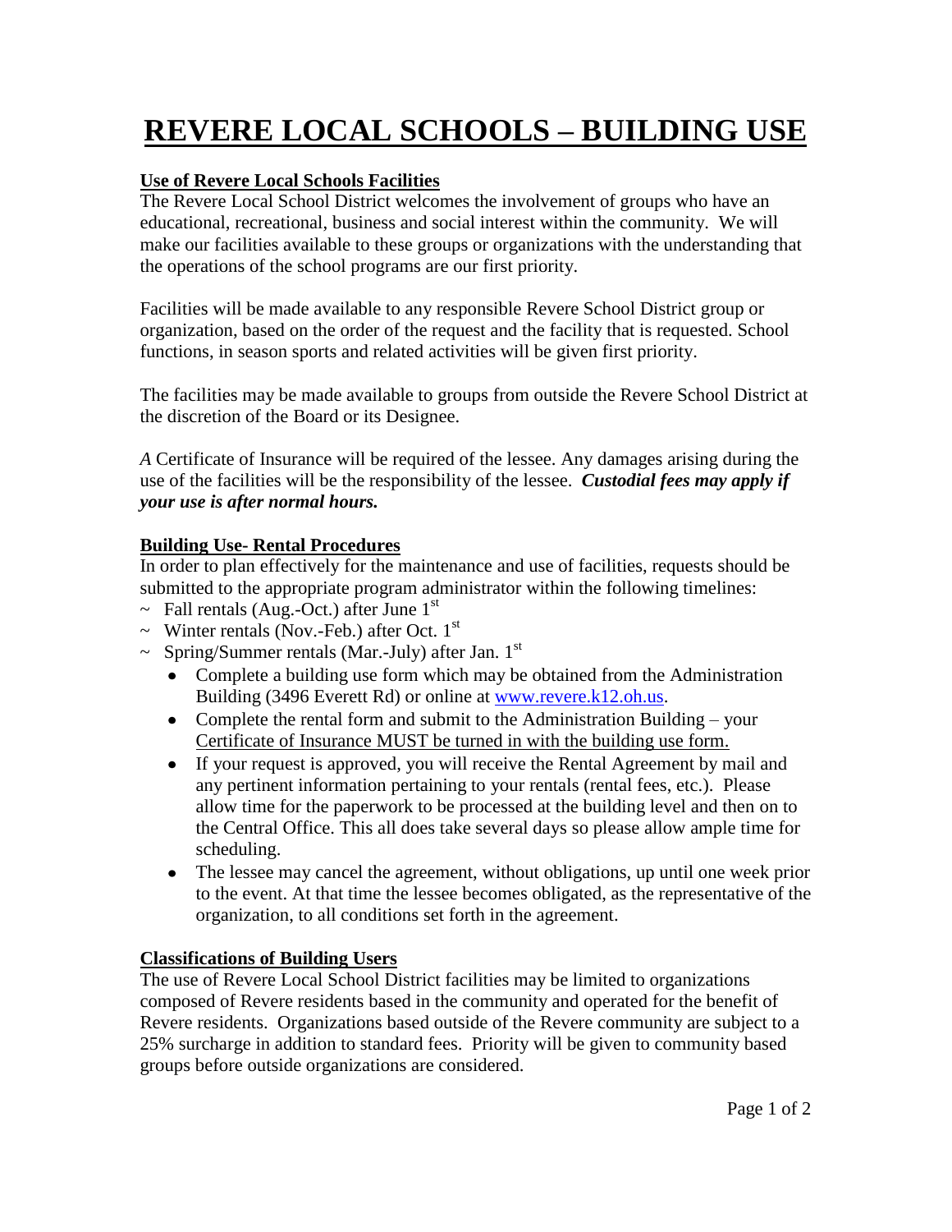# REVERE LOCAL SCHOOLS – BUILDING USE

### Use of Revere Local Schools Facilities

The Revere Local School District welcomes the involvement of groups who have an educational, recreational, business and social interest within the community. We will make our facilities available to these groups or organizations with the understanding that the operations of the school programs are our first priority.

Facilities will be made available to any responsible Revere School District group or organization, based on the order of the request and the facility that is requested. School functions, in season sports and related activities will be given first priority.

The facilities may be made available to groups from outside the Revere School District at the discretion of the Board or its Designee.

*A* Certificate of Insurance will be required of the lessee. Any damages arising during the use of the facilities will be the responsibility of the lessee. ***Custodial fees may apply if your use is after normal hours.***

### Building Use- Rental Procedures

In order to plan effectively for the maintenance and use of facilities, requests should be submitted to the appropriate program administrator within the following timelines:

~ Fall rentals (Aug.-Oct.) after June 1st
~ Winter rentals (Nov.-Feb.) after Oct. 1st
~ Spring/Summer rentals (Mar.-July) after Jan. 1st

- Complete a building use form which may be obtained from the Administration Building (3496 Everett Rd) or online at www.revere.k12.oh.us.
- Complete the rental form and submit to the Administration Building – your Certificate of Insurance MUST be turned in with the building use form.
- If your request is approved, you will receive the Rental Agreement by mail and any pertinent information pertaining to your rentals (rental fees, etc.). Please allow time for the paperwork to be processed at the building level and then on to the Central Office. This all does take several days so please allow ample time for scheduling.
- The lessee may cancel the agreement, without obligations, up until one week prior to the event. At that time the lessee becomes obligated, as the representative of the organization, to all conditions set forth in the agreement.

### Classifications of Building Users

The use of Revere Local School District facilities may be limited to organizations composed of Revere residents based in the community and operated for the benefit of Revere residents. Organizations based outside of the Revere community are subject to a 25% surcharge in addition to standard fees. Priority will be given to community based groups before outside organizations are considered.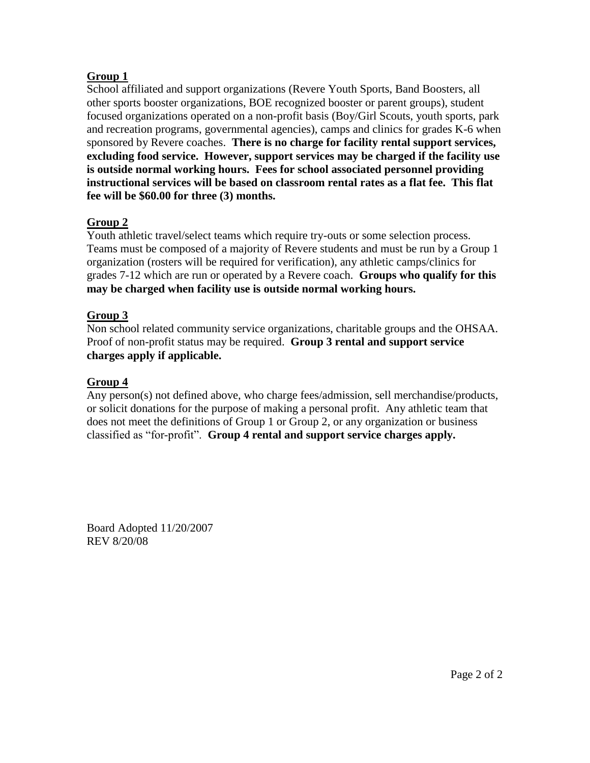**Group 1**

School affiliated and support organizations (Revere Youth Sports, Band Boosters, all other sports booster organizations, BOE recognized booster or parent groups), student focused organizations operated on a non-profit basis (Boy/Girl Scouts, youth sports, park and recreation programs, governmental agencies), camps and clinics for grades K-6 when sponsored by Revere coaches. **There is no charge for facility rental support services, excluding food service. However, support services may be charged if the facility use is outside normal working hours. Fees for school associated personnel providing instructional services will be based on classroom rental rates as a flat fee. This flat fee will be $60.00 for three (3) months.**

**Group 2**

Youth athletic travel/select teams which require try-outs or some selection process. Teams must be composed of a majority of Revere students and must be run by a Group 1 organization (rosters will be required for verification), any athletic camps/clinics for grades 7-12 which are run or operated by a Revere coach. **Groups who qualify for this may be charged when facility use is outside normal working hours.**

**Group 3**

Non school related community service organizations, charitable groups and the OHSAA. Proof of non-profit status may be required. **Group 3 rental and support service charges apply if applicable.**

**Group 4**

Any person(s) not defined above, who charge fees/admission, sell merchandise/products, or solicit donations for the purpose of making a personal profit. Any athletic team that does not meet the definitions of Group 1 or Group 2, or any organization or business classified as "for-profit". **Group 4 rental and support service charges apply.**

Board Adopted 11/20/2007
REV 8/20/08